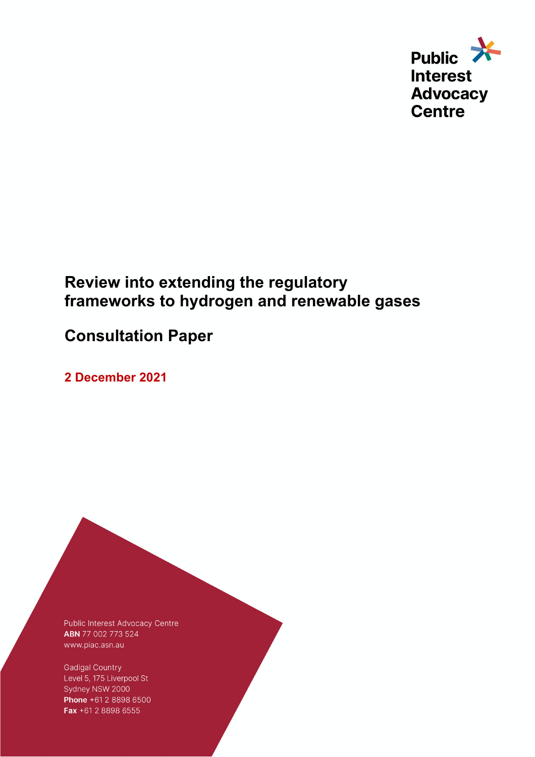Public
Interest
Advocacy
Centre

# Review into extending the regulatory frameworks to hydrogen and renewable gases

# Consultation Paper

**2 December 2021**

Public Interest Advocacy Centre
**ABN** 77 002 773 524
www.piac.asn.au

Gadigal Country
Level 5, 175 Liverpool St
Sydney NSW 2000
**Phone** +61 2 8898 6500
**Fax** +61 2 8898 6555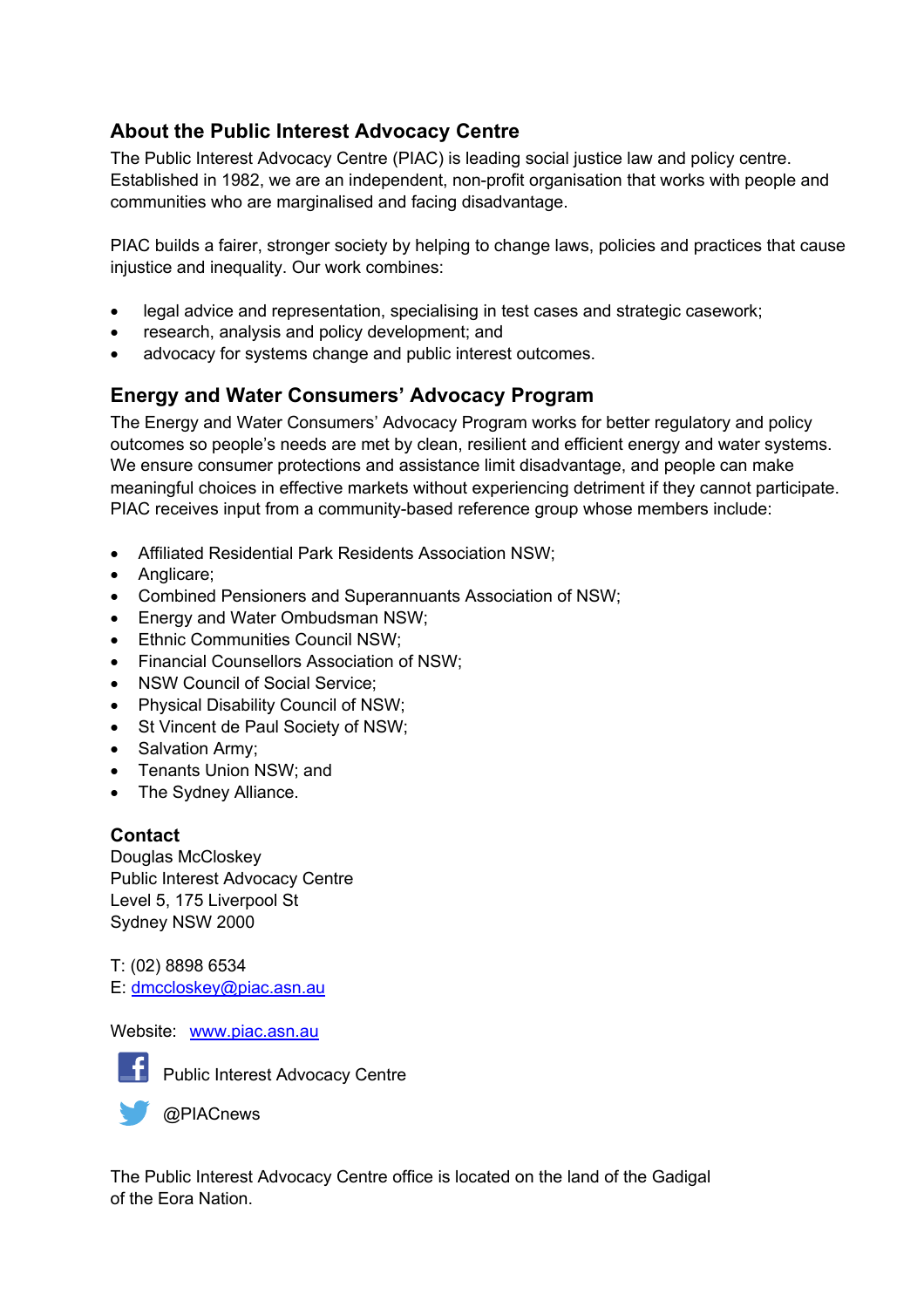## About the Public Interest Advocacy Centre

The Public Interest Advocacy Centre (PIAC) is leading social justice law and policy centre. Established in 1982, we are an independent, non-profit organisation that works with people and communities who are marginalised and facing disadvantage.

PIAC builds a fairer, stronger society by helping to change laws, policies and practices that cause injustice and inequality. Our work combines:

- legal advice and representation, specialising in test cases and strategic casework;
- research, analysis and policy development; and
- advocacy for systems change and public interest outcomes.

## Energy and Water Consumers' Advocacy Program

The Energy and Water Consumers' Advocacy Program works for better regulatory and policy outcomes so people's needs are met by clean, resilient and efficient energy and water systems. We ensure consumer protections and assistance limit disadvantage, and people can make meaningful choices in effective markets without experiencing detriment if they cannot participate. PIAC receives input from a community-based reference group whose members include:

- Affiliated Residential Park Residents Association NSW;
- Anglicare;
- Combined Pensioners and Superannuants Association of NSW;
- Energy and Water Ombudsman NSW;
- Ethnic Communities Council NSW;
- Financial Counsellors Association of NSW;
- NSW Council of Social Service;
- Physical Disability Council of NSW;
- St Vincent de Paul Society of NSW;
- Salvation Army;
- Tenants Union NSW; and
- The Sydney Alliance.

**Contact**

Douglas McCloskey
Public Interest Advocacy Centre
Level 5, 175 Liverpool St
Sydney NSW 2000

T: (02) 8898 6534
E: dmccloskey@piac.asn.au

Website: www.piac.asn.au

Public Interest Advocacy Centre

@PIACnews

The Public Interest Advocacy Centre office is located on the land of the Gadigal of the Eora Nation.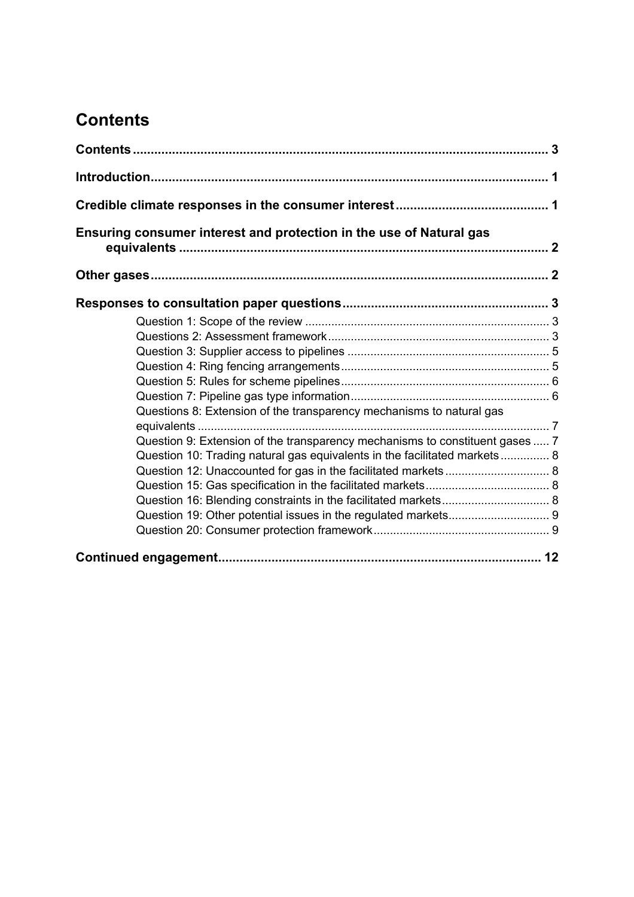# Contents

**Contents .................................................................................................................... 3**

**Introduction................................................................................................................ 1**

**Credible climate responses in the consumer interest ........................................... 1**

**Ensuring consumer interest and protection in the use of Natural gas equivalents ........................................................................................................ 2**

**Other gases................................................................................................................ 2**

**Responses to consultation paper questions.......................................................... 3**

- Question 1: Scope of the review ........................................................................... 3
- Questions 2: Assessment framework.................................................................... 3
- Question 3: Supplier access to pipelines .............................................................. 5
- Question 4: Ring fencing arrangements................................................................ 5
- Question 5: Rules for scheme pipelines................................................................ 6
- Question 7: Pipeline gas type information............................................................. 6
- Questions 8: Extension of the transparency mechanisms to natural gas equivalents ........................................................................................................... 7
- Question 9: Extension of the transparency mechanisms to constituent gases ..... 7
- Question 10: Trading natural gas equivalents in the facilitated markets............... 8
- Question 12: Unaccounted for gas in the facilitated markets ................................ 8
- Question 15: Gas specification in the facilitated markets...................................... 8
- Question 16: Blending constraints in the facilitated markets................................. 8
- Question 19: Other potential issues in the regulated markets............................... 9
- Question 20: Consumer protection framework...................................................... 9

**Continued engagement........................................................................................... 12**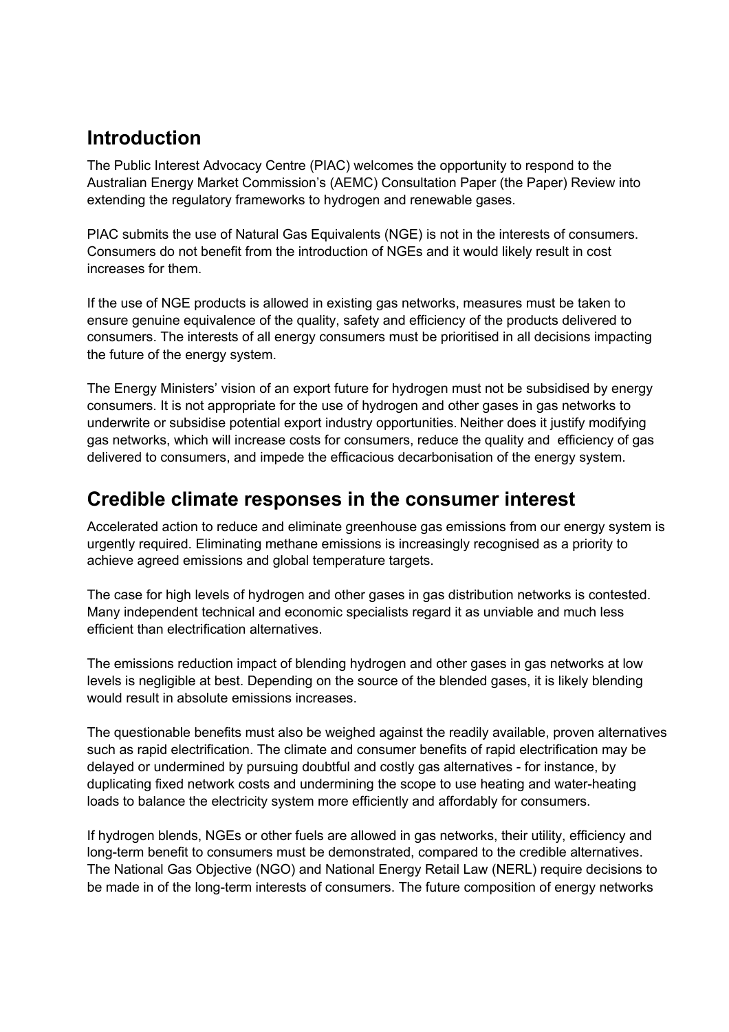## Introduction

The Public Interest Advocacy Centre (PIAC) welcomes the opportunity to respond to the Australian Energy Market Commission's (AEMC) Consultation Paper (the Paper) Review into extending the regulatory frameworks to hydrogen and renewable gases.

PIAC submits the use of Natural Gas Equivalents (NGE) is not in the interests of consumers. Consumers do not benefit from the introduction of NGEs and it would likely result in cost increases for them.

If the use of NGE products is allowed in existing gas networks, measures must be taken to ensure genuine equivalence of the quality, safety and efficiency of the products delivered to consumers. The interests of all energy consumers must be prioritised in all decisions impacting the future of the energy system.

The Energy Ministers' vision of an export future for hydrogen must not be subsidised by energy consumers. It is not appropriate for the use of hydrogen and other gases in gas networks to underwrite or subsidise potential export industry opportunities. Neither does it justify modifying gas networks, which will increase costs for consumers, reduce the quality and efficiency of gas delivered to consumers, and impede the efficacious decarbonisation of the energy system.

## Credible climate responses in the consumer interest

Accelerated action to reduce and eliminate greenhouse gas emissions from our energy system is urgently required. Eliminating methane emissions is increasingly recognised as a priority to achieve agreed emissions and global temperature targets.

The case for high levels of hydrogen and other gases in gas distribution networks is contested. Many independent technical and economic specialists regard it as unviable and much less efficient than electrification alternatives.

The emissions reduction impact of blending hydrogen and other gases in gas networks at low levels is negligible at best. Depending on the source of the blended gases, it is likely blending would result in absolute emissions increases.

The questionable benefits must also be weighed against the readily available, proven alternatives such as rapid electrification. The climate and consumer benefits of rapid electrification may be delayed or undermined by pursuing doubtful and costly gas alternatives - for instance, by duplicating fixed network costs and undermining the scope to use heating and water-heating loads to balance the electricity system more efficiently and affordably for consumers.

If hydrogen blends, NGEs or other fuels are allowed in gas networks, their utility, efficiency and long-term benefit to consumers must be demonstrated, compared to the credible alternatives. The National Gas Objective (NGO) and National Energy Retail Law (NERL) require decisions to be made in of the long-term interests of consumers. The future composition of energy networks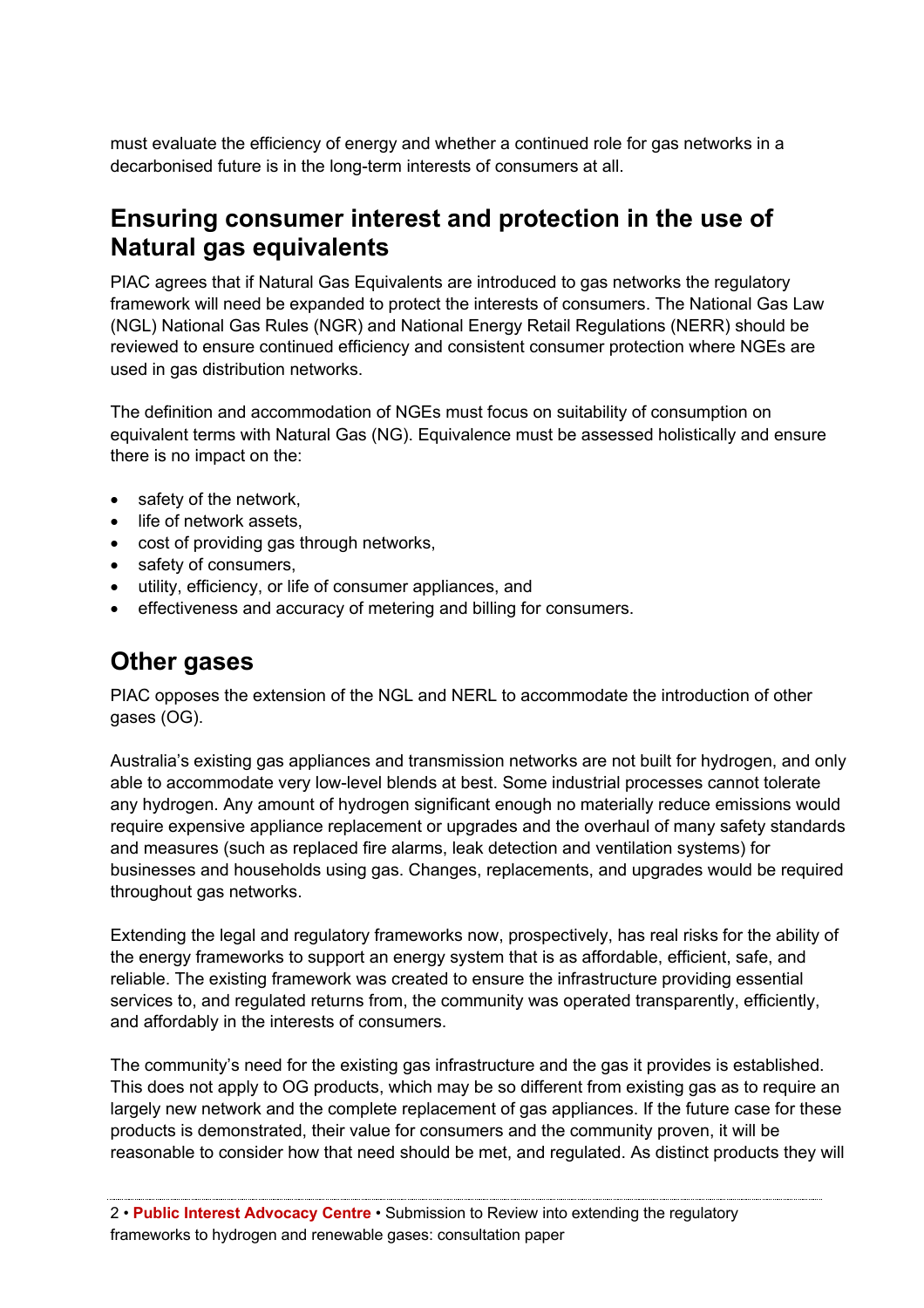must evaluate the efficiency of energy and whether a continued role for gas networks in a decarbonised future is in the long-term interests of consumers at all.

## Ensuring consumer interest and protection in the use of Natural gas equivalents

PIAC agrees that if Natural Gas Equivalents are introduced to gas networks the regulatory framework will need be expanded to protect the interests of consumers. The National Gas Law (NGL) National Gas Rules (NGR) and National Energy Retail Regulations (NERR) should be reviewed to ensure continued efficiency and consistent consumer protection where NGEs are used in gas distribution networks.

The definition and accommodation of NGEs must focus on suitability of consumption on equivalent terms with Natural Gas (NG). Equivalence must be assessed holistically and ensure there is no impact on the:

- safety of the network,
- life of network assets,
- cost of providing gas through networks,
- safety of consumers,
- utility, efficiency, or life of consumer appliances, and
- effectiveness and accuracy of metering and billing for consumers.

## Other gases

PIAC opposes the extension of the NGL and NERL to accommodate the introduction of other gases (OG).

Australia's existing gas appliances and transmission networks are not built for hydrogen, and only able to accommodate very low-level blends at best. Some industrial processes cannot tolerate any hydrogen. Any amount of hydrogen significant enough no materially reduce emissions would require expensive appliance replacement or upgrades and the overhaul of many safety standards and measures (such as replaced fire alarms, leak detection and ventilation systems) for businesses and households using gas. Changes, replacements, and upgrades would be required throughout gas networks.

Extending the legal and regulatory frameworks now, prospectively, has real risks for the ability of the energy frameworks to support an energy system that is as affordable, efficient, safe, and reliable. The existing framework was created to ensure the infrastructure providing essential services to, and regulated returns from, the community was operated transparently, efficiently, and affordably in the interests of consumers.

The community's need for the existing gas infrastructure and the gas it provides is established. This does not apply to OG products, which may be so different from existing gas as to require an largely new network and the complete replacement of gas appliances. If the future case for these products is demonstrated, their value for consumers and the community proven, it will be reasonable to consider how that need should be met, and regulated. As distinct products they will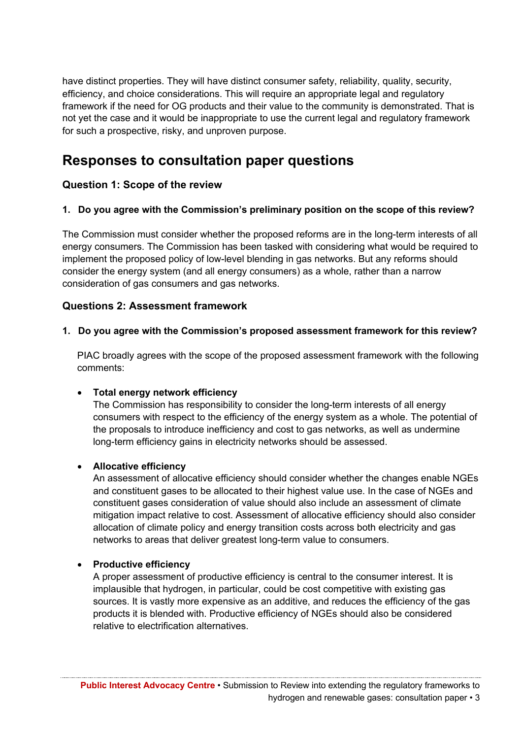have distinct properties. They will have distinct consumer safety, reliability, quality, security, efficiency, and choice considerations. This will require an appropriate legal and regulatory framework if the need for OG products and their value to the community is demonstrated. That is not yet the case and it would be inappropriate to use the current legal and regulatory framework for such a prospective, risky, and unproven purpose.

## Responses to consultation paper questions

### Question 1: Scope of the review

**1. Do you agree with the Commission's preliminary position on the scope of this review?**

The Commission must consider whether the proposed reforms are in the long-term interests of all energy consumers. The Commission has been tasked with considering what would be required to implement the proposed policy of low-level blending in gas networks. But any reforms should consider the energy system (and all energy consumers) as a whole, rather than a narrow consideration of gas consumers and gas networks.

### Questions 2: Assessment framework

**1. Do you agree with the Commission's proposed assessment framework for this review?**

PIAC broadly agrees with the scope of the proposed assessment framework with the following comments:

- **Total energy network efficiency**
  The Commission has responsibility to consider the long-term interests of all energy consumers with respect to the efficiency of the energy system as a whole. The potential of the proposals to introduce inefficiency and cost to gas networks, as well as undermine long-term efficiency gains in electricity networks should be assessed.

- **Allocative efficiency**
  An assessment of allocative efficiency should consider whether the changes enable NGEs and constituent gases to be allocated to their highest value use. In the case of NGEs and constituent gases consideration of value should also include an assessment of climate mitigation impact relative to cost. Assessment of allocative efficiency should also consider allocation of climate policy and energy transition costs across both electricity and gas networks to areas that deliver greatest long-term value to consumers.

- **Productive efficiency**
  A proper assessment of productive efficiency is central to the consumer interest. It is implausible that hydrogen, in particular, could be cost competitive with existing gas sources. It is vastly more expensive as an additive, and reduces the efficiency of the gas products it is blended with. Productive efficiency of NGEs should also be considered relative to electrification alternatives.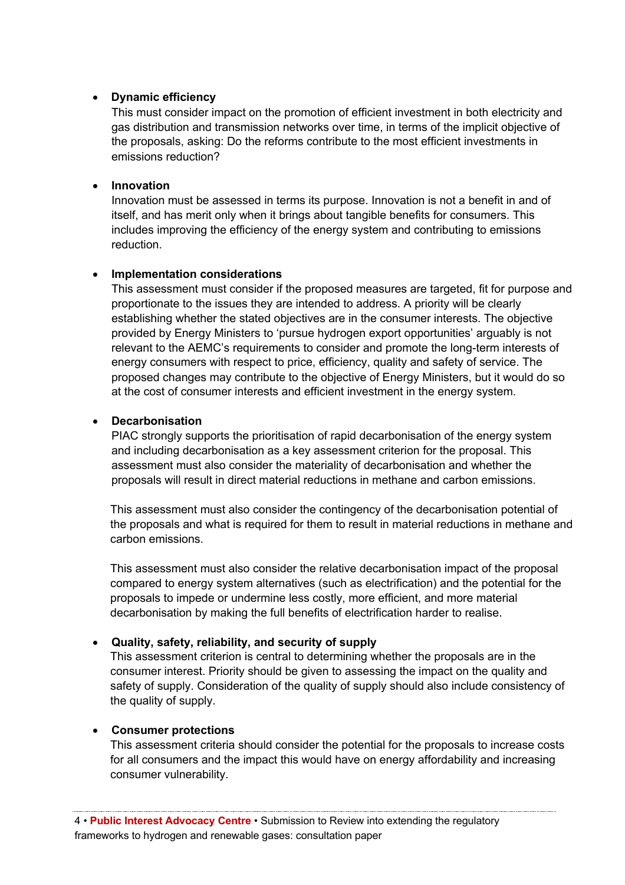- **Dynamic efficiency**
  This must consider impact on the promotion of efficient investment in both electricity and gas distribution and transmission networks over time, in terms of the implicit objective of the proposals, asking: Do the reforms contribute to the most efficient investments in emissions reduction?

- **Innovation**
  Innovation must be assessed in terms its purpose. Innovation is not a benefit in and of itself, and has merit only when it brings about tangible benefits for consumers. This includes improving the efficiency of the energy system and contributing to emissions reduction.

- **Implementation considerations**
  This assessment must consider if the proposed measures are targeted, fit for purpose and proportionate to the issues they are intended to address. A priority will be clearly establishing whether the stated objectives are in the consumer interests. The objective provided by Energy Ministers to 'pursue hydrogen export opportunities' arguably is not relevant to the AEMC's requirements to consider and promote the long-term interests of energy consumers with respect to price, efficiency, quality and safety of service. The proposed changes may contribute to the objective of Energy Ministers, but it would do so at the cost of consumer interests and efficient investment in the energy system.

- **Decarbonisation**
  PIAC strongly supports the prioritisation of rapid decarbonisation of the energy system and including decarbonisation as a key assessment criterion for the proposal. This assessment must also consider the materiality of decarbonisation and whether the proposals will result in direct material reductions in methane and carbon emissions.

  This assessment must also consider the contingency of the decarbonisation potential of the proposals and what is required for them to result in material reductions in methane and carbon emissions.

  This assessment must also consider the relative decarbonisation impact of the proposal compared to energy system alternatives (such as electrification) and the potential for the proposals to impede or undermine less costly, more efficient, and more material decarbonisation by making the full benefits of electrification harder to realise.

- **Quality, safety, reliability, and security of supply**
  This assessment criterion is central to determining whether the proposals are in the consumer interest. Priority should be given to assessing the impact on the quality and safety of supply. Consideration of the quality of supply should also include consistency of the quality of supply.

- **Consumer protections**
  This assessment criteria should consider the potential for the proposals to increase costs for all consumers and the impact this would have on energy affordability and increasing consumer vulnerability.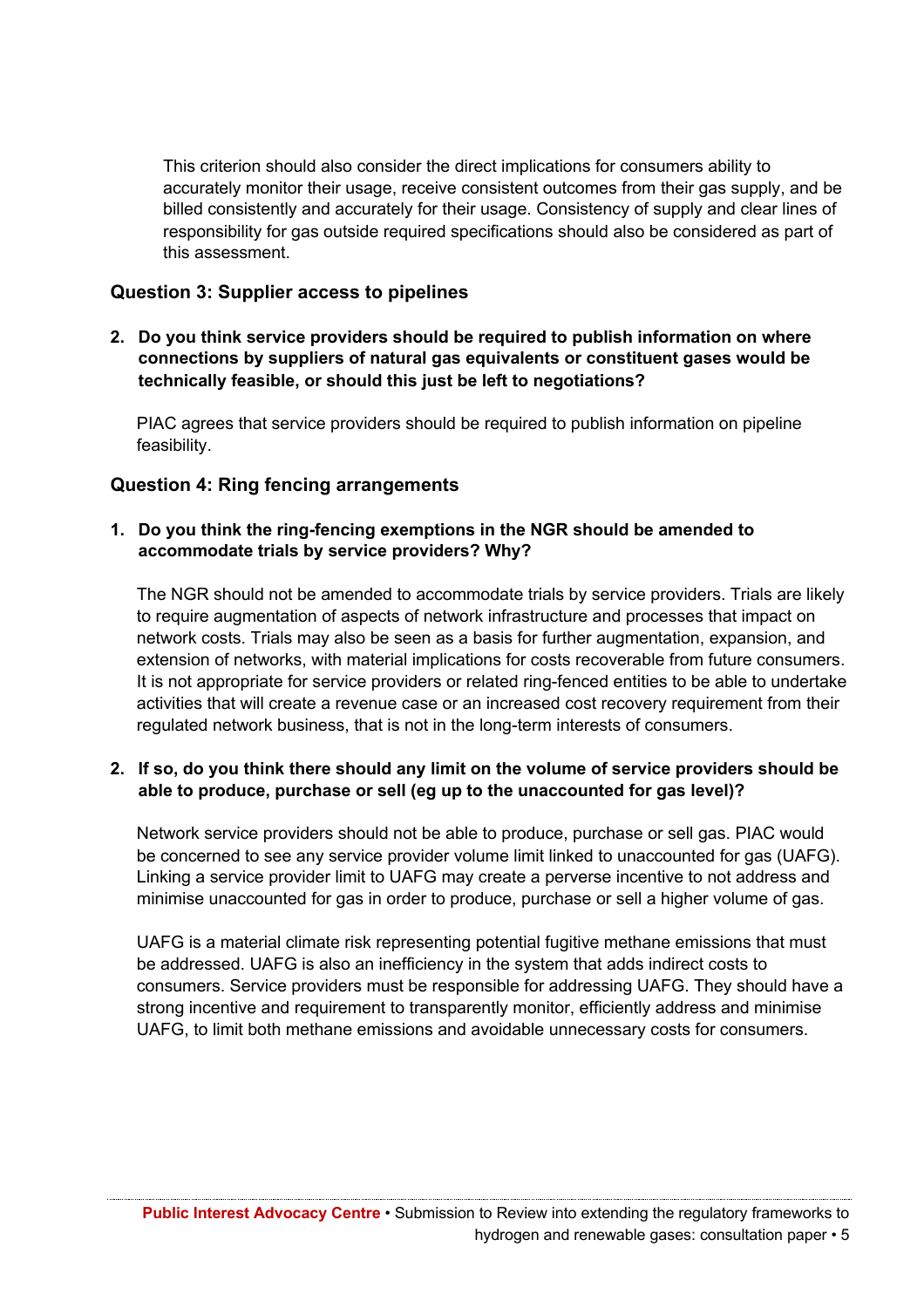This criterion should also consider the direct implications for consumers ability to accurately monitor their usage, receive consistent outcomes from their gas supply, and be billed consistently and accurately for their usage. Consistency of supply and clear lines of responsibility for gas outside required specifications should also be considered as part of this assessment.

### Question 3: Supplier access to pipelines

**2. Do you think service providers should be required to publish information on where connections by suppliers of natural gas equivalents or constituent gases would be technically feasible, or should this just be left to negotiations?**

PIAC agrees that service providers should be required to publish information on pipeline feasibility.

### Question 4: Ring fencing arrangements

**1. Do you think the ring-fencing exemptions in the NGR should be amended to accommodate trials by service providers? Why?**

The NGR should not be amended to accommodate trials by service providers. Trials are likely to require augmentation of aspects of network infrastructure and processes that impact on network costs. Trials may also be seen as a basis for further augmentation, expansion, and extension of networks, with material implications for costs recoverable from future consumers. It is not appropriate for service providers or related ring-fenced entities to be able to undertake activities that will create a revenue case or an increased cost recovery requirement from their regulated network business, that is not in the long-term interests of consumers.

**2. If so, do you think there should any limit on the volume of service providers should be able to produce, purchase or sell (eg up to the unaccounted for gas level)?**

Network service providers should not be able to produce, purchase or sell gas. PIAC would be concerned to see any service provider volume limit linked to unaccounted for gas (UAFG). Linking a service provider limit to UAFG may create a perverse incentive to not address and minimise unaccounted for gas in order to produce, purchase or sell a higher volume of gas.

UAFG is a material climate risk representing potential fugitive methane emissions that must be addressed. UAFG is also an inefficiency in the system that adds indirect costs to consumers. Service providers must be responsible for addressing UAFG. They should have a strong incentive and requirement to transparently monitor, efficiently address and minimise UAFG, to limit both methane emissions and avoidable unnecessary costs for consumers.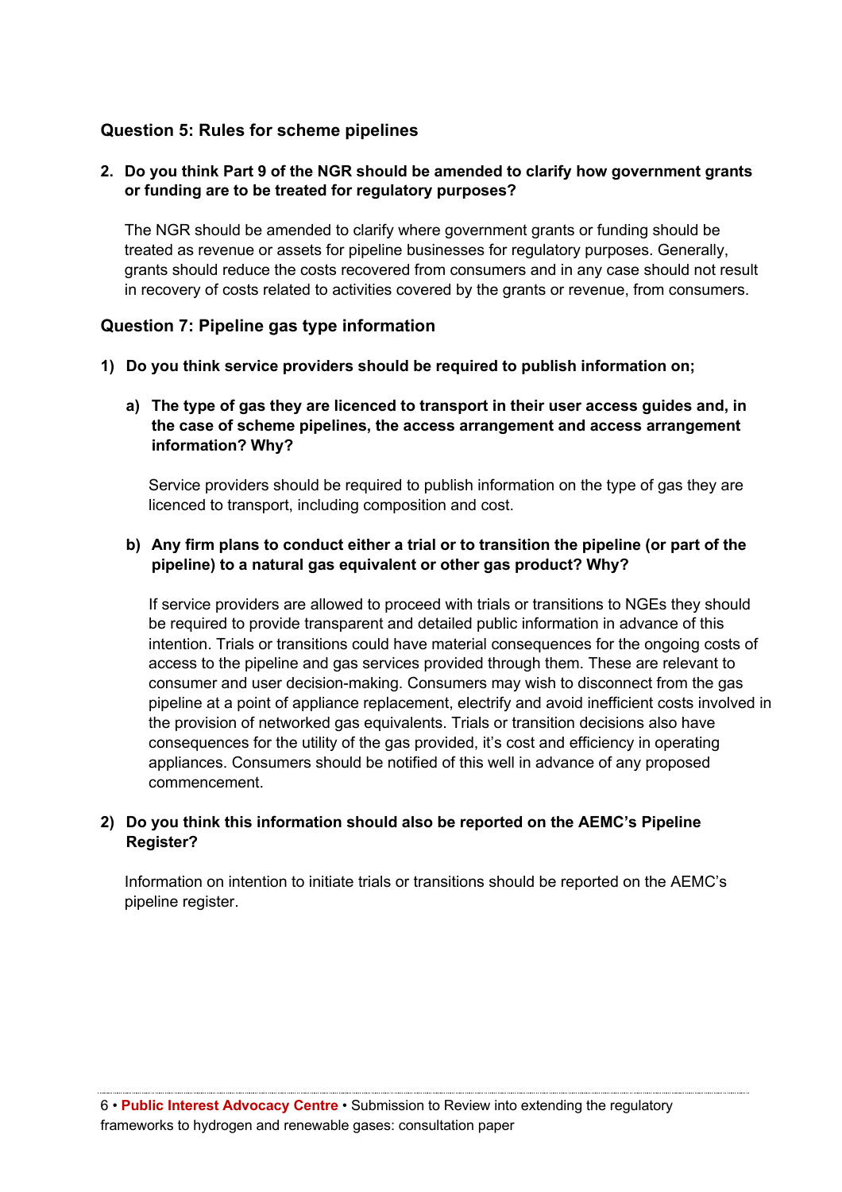### Question 5: Rules for scheme pipelines

**2. Do you think Part 9 of the NGR should be amended to clarify how government grants or funding are to be treated for regulatory purposes?**

The NGR should be amended to clarify where government grants or funding should be treated as revenue or assets for pipeline businesses for regulatory purposes. Generally, grants should reduce the costs recovered from consumers and in any case should not result in recovery of costs related to activities covered by the grants or revenue, from consumers.

### Question 7: Pipeline gas type information

**1) Do you think service providers should be required to publish information on;**

**a) The type of gas they are licenced to transport in their user access guides and, in the case of scheme pipelines, the access arrangement and access arrangement information? Why?**

Service providers should be required to publish information on the type of gas they are licenced to transport, including composition and cost.

**b) Any firm plans to conduct either a trial or to transition the pipeline (or part of the pipeline) to a natural gas equivalent or other gas product? Why?**

If service providers are allowed to proceed with trials or transitions to NGEs they should be required to provide transparent and detailed public information in advance of this intention. Trials or transitions could have material consequences for the ongoing costs of access to the pipeline and gas services provided through them. These are relevant to consumer and user decision-making. Consumers may wish to disconnect from the gas pipeline at a point of appliance replacement, electrify and avoid inefficient costs involved in the provision of networked gas equivalents. Trials or transition decisions also have consequences for the utility of the gas provided, it's cost and efficiency in operating appliances. Consumers should be notified of this well in advance of any proposed commencement.

**2) Do you think this information should also be reported on the AEMC's Pipeline Register?**

Information on intention to initiate trials or transitions should be reported on the AEMC's pipeline register.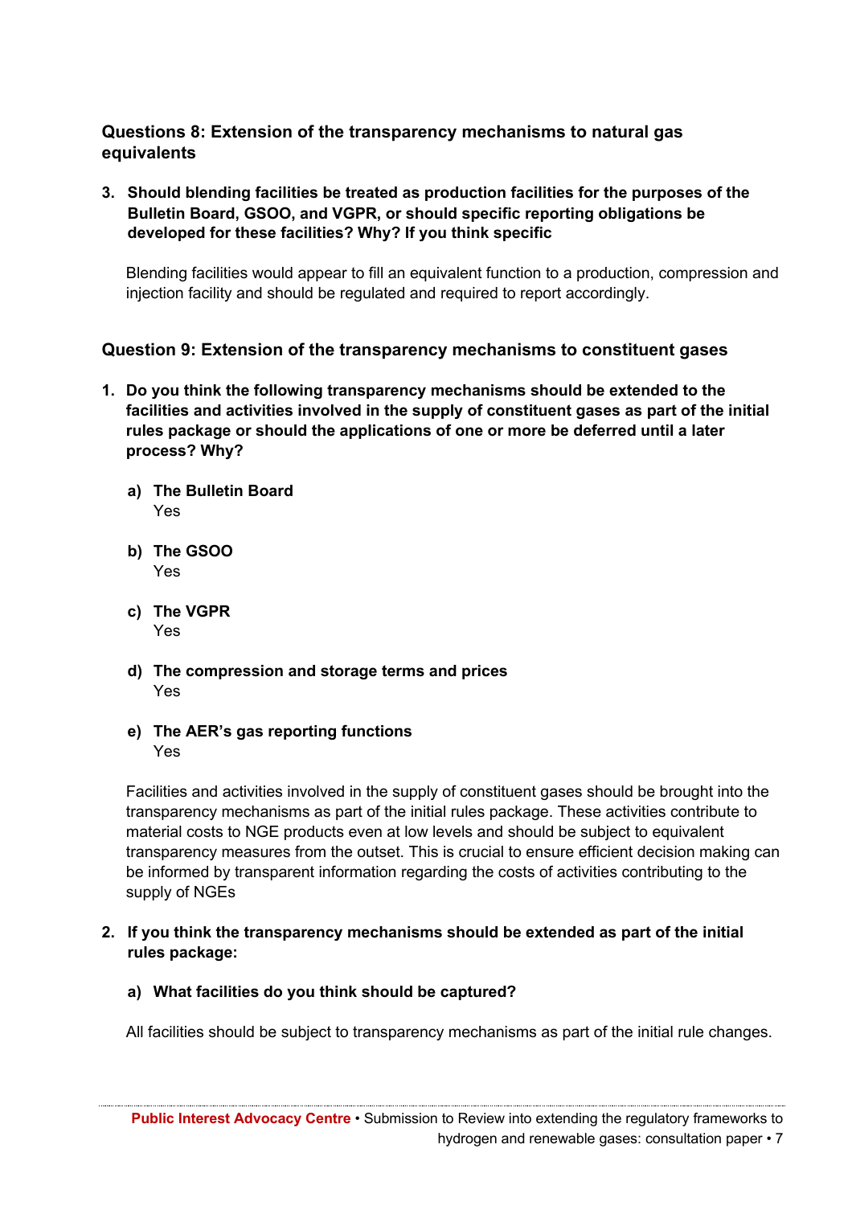### Questions 8: Extension of the transparency mechanisms to natural gas equivalents

3. **Should blending facilities be treated as production facilities for the purposes of the Bulletin Board, GSOO, and VGPR, or should specific reporting obligations be developed for these facilities? Why? If you think specific**

   Blending facilities would appear to fill an equivalent function to a production, compression and injection facility and should be regulated and required to report accordingly.

### Question 9: Extension of the transparency mechanisms to constituent gases

1. **Do you think the following transparency mechanisms should be extended to the facilities and activities involved in the supply of constituent gases as part of the initial rules package or should the applications of one or more be deferred until a later process? Why?**

   a) **The Bulletin Board**
   Yes

   b) **The GSOO**
   Yes

   c) **The VGPR**
   Yes

   d) **The compression and storage terms and prices**
   Yes

   e) **The AER's gas reporting functions**
   Yes

   Facilities and activities involved in the supply of constituent gases should be brought into the transparency mechanisms as part of the initial rules package. These activities contribute to material costs to NGE products even at low levels and should be subject to equivalent transparency measures from the outset. This is crucial to ensure efficient decision making can be informed by transparent information regarding the costs of activities contributing to the supply of NGEs

2. **If you think the transparency mechanisms should be extended as part of the initial rules package:**

   a) **What facilities do you think should be captured?**

   All facilities should be subject to transparency mechanisms as part of the initial rule changes.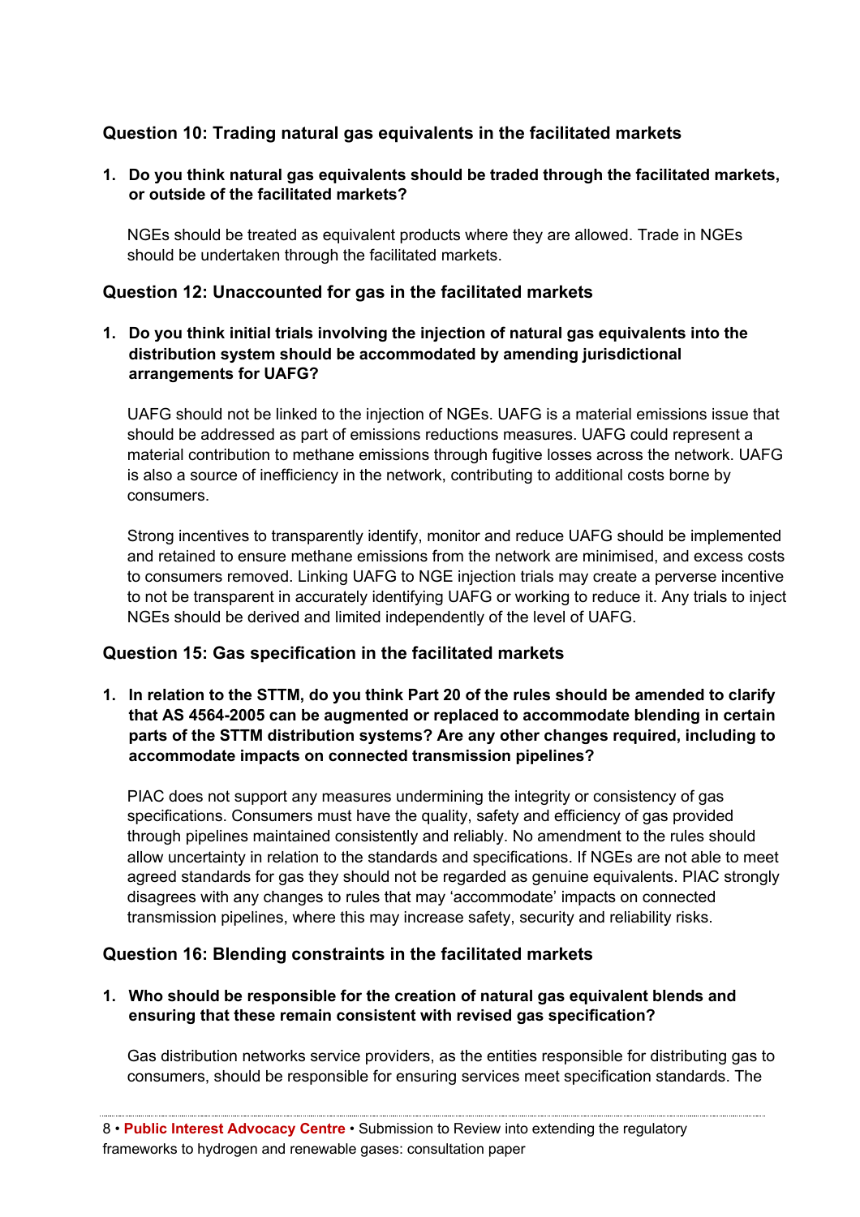### Question 10: Trading natural gas equivalents in the facilitated markets

1. **Do you think natural gas equivalents should be traded through the facilitated markets, or outside of the facilitated markets?**

   NGEs should be treated as equivalent products where they are allowed. Trade in NGEs should be undertaken through the facilitated markets.

### Question 12: Unaccounted for gas in the facilitated markets

1. **Do you think initial trials involving the injection of natural gas equivalents into the distribution system should be accommodated by amending jurisdictional arrangements for UAFG?**

   UAFG should not be linked to the injection of NGEs. UAFG is a material emissions issue that should be addressed as part of emissions reductions measures. UAFG could represent a material contribution to methane emissions through fugitive losses across the network. UAFG is also a source of inefficiency in the network, contributing to additional costs borne by consumers.

   Strong incentives to transparently identify, monitor and reduce UAFG should be implemented and retained to ensure methane emissions from the network are minimised, and excess costs to consumers removed. Linking UAFG to NGE injection trials may create a perverse incentive to not be transparent in accurately identifying UAFG or working to reduce it. Any trials to inject NGEs should be derived and limited independently of the level of UAFG.

### Question 15: Gas specification in the facilitated markets

1. **In relation to the STTM, do you think Part 20 of the rules should be amended to clarify that AS 4564-2005 can be augmented or replaced to accommodate blending in certain parts of the STTM distribution systems? Are any other changes required, including to accommodate impacts on connected transmission pipelines?**

   PIAC does not support any measures undermining the integrity or consistency of gas specifications. Consumers must have the quality, safety and efficiency of gas provided through pipelines maintained consistently and reliably. No amendment to the rules should allow uncertainty in relation to the standards and specifications. If NGEs are not able to meet agreed standards for gas they should not be regarded as genuine equivalents. PIAC strongly disagrees with any changes to rules that may 'accommodate' impacts on connected transmission pipelines, where this may increase safety, security and reliability risks.

### Question 16: Blending constraints in the facilitated markets

1. **Who should be responsible for the creation of natural gas equivalent blends and ensuring that these remain consistent with revised gas specification?**

   Gas distribution networks service providers, as the entities responsible for distributing gas to consumers, should be responsible for ensuring services meet specification standards. The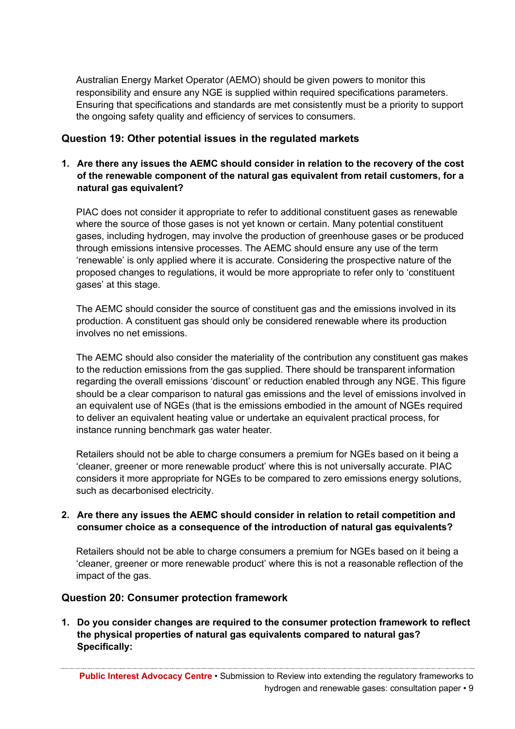Australian Energy Market Operator (AEMO) should be given powers to monitor this responsibility and ensure any NGE is supplied within required specifications parameters. Ensuring that specifications and standards are met consistently must be a priority to support the ongoing safety quality and efficiency of services to consumers.

### Question 19: Other potential issues in the regulated markets

1. **Are there any issues the AEMC should consider in relation to the recovery of the cost of the renewable component of the natural gas equivalent from retail customers, for a natural gas equivalent?**

   PIAC does not consider it appropriate to refer to additional constituent gases as renewable where the source of those gases is not yet known or certain. Many potential constituent gases, including hydrogen, may involve the production of greenhouse gases or be produced through emissions intensive processes. The AEMC should ensure any use of the term 'renewable' is only applied where it is accurate. Considering the prospective nature of the proposed changes to regulations, it would be more appropriate to refer only to 'constituent gases' at this stage.

   The AEMC should consider the source of constituent gas and the emissions involved in its production. A constituent gas should only be considered renewable where its production involves no net emissions.

   The AEMC should also consider the materiality of the contribution any constituent gas makes to the reduction emissions from the gas supplied. There should be transparent information regarding the overall emissions 'discount' or reduction enabled through any NGE. This figure should be a clear comparison to natural gas emissions and the level of emissions involved in an equivalent use of NGEs (that is the emissions embodied in the amount of NGEs required to deliver an equivalent heating value or undertake an equivalent practical process, for instance running benchmark gas water heater.

   Retailers should not be able to charge consumers a premium for NGEs based on it being a 'cleaner, greener or more renewable product' where this is not universally accurate. PIAC considers it more appropriate for NGEs to be compared to zero emissions energy solutions, such as decarbonised electricity.

2. **Are there any issues the AEMC should consider in relation to retail competition and consumer choice as a consequence of the introduction of natural gas equivalents?**

   Retailers should not be able to charge consumers a premium for NGEs based on it being a 'cleaner, greener or more renewable product' where this is not a reasonable reflection of the impact of the gas.

### Question 20: Consumer protection framework

1. **Do you consider changes are required to the consumer protection framework to reflect the physical properties of natural gas equivalents compared to natural gas? Specifically:**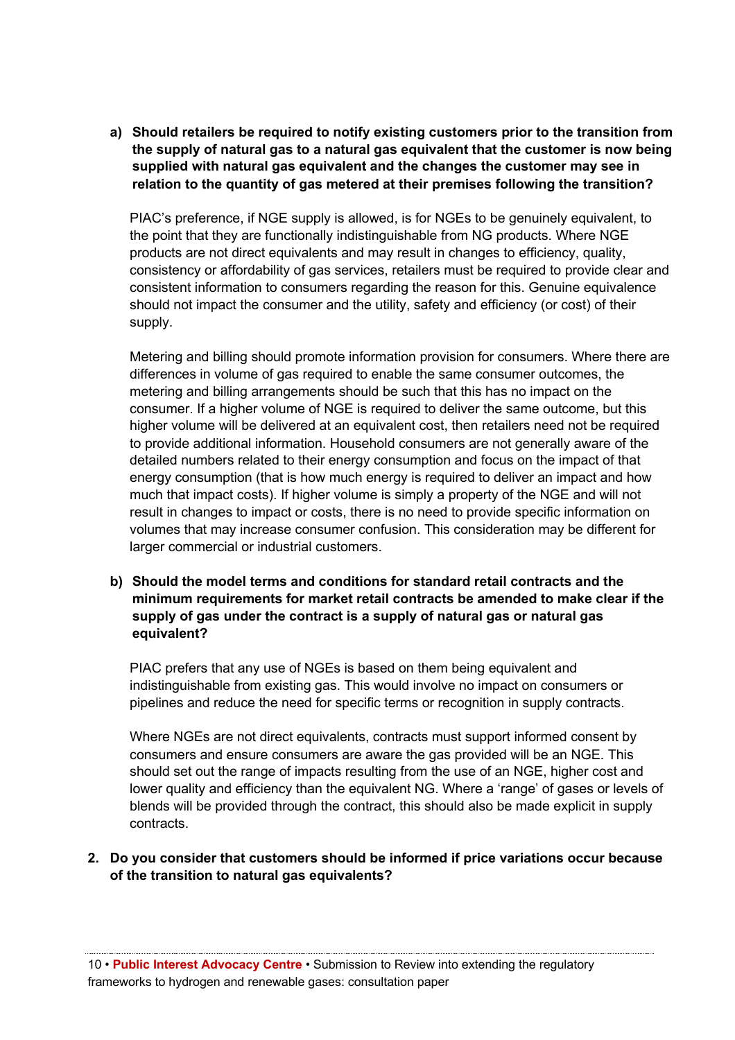**a) Should retailers be required to notify existing customers prior to the transition from the supply of natural gas to a natural gas equivalent that the customer is now being supplied with natural gas equivalent and the changes the customer may see in relation to the quantity of gas metered at their premises following the transition?**

PIAC's preference, if NGE supply is allowed, is for NGEs to be genuinely equivalent, to the point that they are functionally indistinguishable from NG products. Where NGE products are not direct equivalents and may result in changes to efficiency, quality, consistency or affordability of gas services, retailers must be required to provide clear and consistent information to consumers regarding the reason for this. Genuine equivalence should not impact the consumer and the utility, safety and efficiency (or cost) of their supply.

Metering and billing should promote information provision for consumers. Where there are differences in volume of gas required to enable the same consumer outcomes, the metering and billing arrangements should be such that this has no impact on the consumer. If a higher volume of NGE is required to deliver the same outcome, but this higher volume will be delivered at an equivalent cost, then retailers need not be required to provide additional information. Household consumers are not generally aware of the detailed numbers related to their energy consumption and focus on the impact of that energy consumption (that is how much energy is required to deliver an impact and how much that impact costs). If higher volume is simply a property of the NGE and will not result in changes to impact or costs, there is no need to provide specific information on volumes that may increase consumer confusion. This consideration may be different for larger commercial or industrial customers.

**b) Should the model terms and conditions for standard retail contracts and the minimum requirements for market retail contracts be amended to make clear if the supply of gas under the contract is a supply of natural gas or natural gas equivalent?**

PIAC prefers that any use of NGEs is based on them being equivalent and indistinguishable from existing gas. This would involve no impact on consumers or pipelines and reduce the need for specific terms or recognition in supply contracts.

Where NGEs are not direct equivalents, contracts must support informed consent by consumers and ensure consumers are aware the gas provided will be an NGE. This should set out the range of impacts resulting from the use of an NGE, higher cost and lower quality and efficiency than the equivalent NG. Where a 'range' of gases or levels of blends will be provided through the contract, this should also be made explicit in supply contracts.

**2. Do you consider that customers should be informed if price variations occur because of the transition to natural gas equivalents?**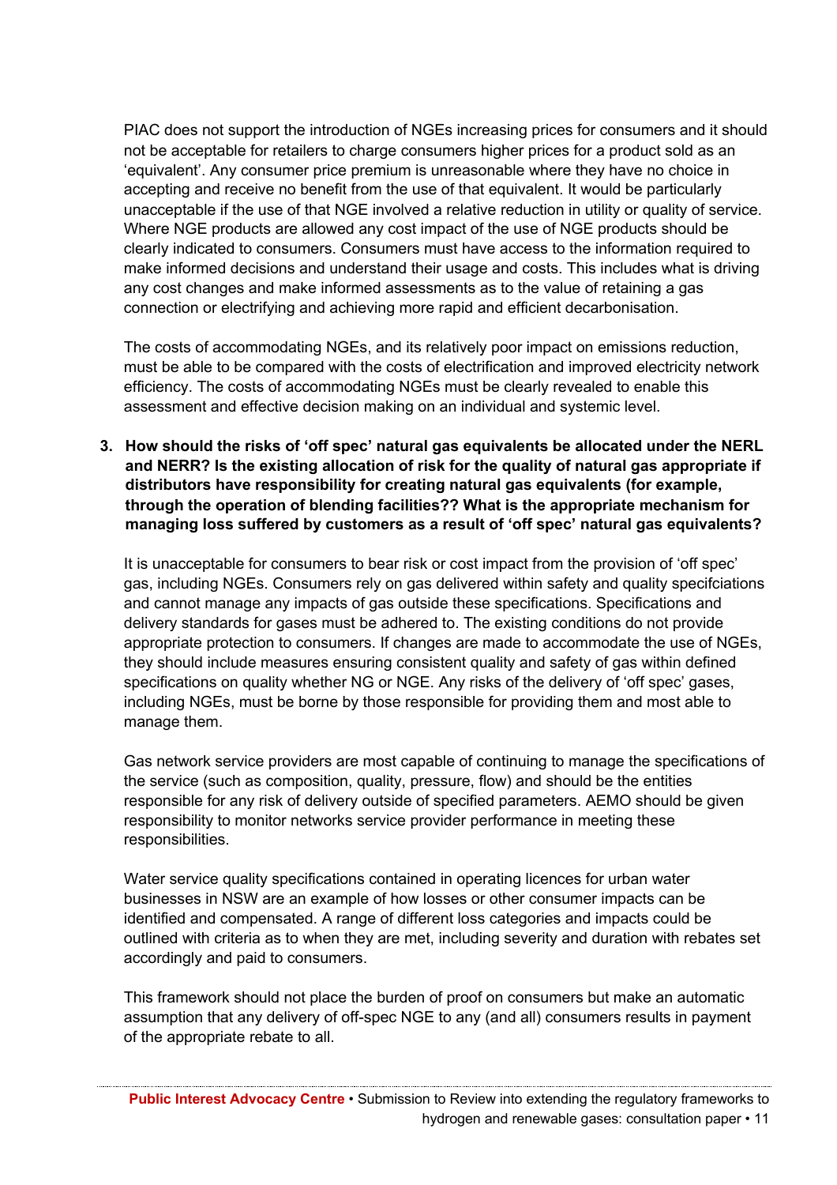PIAC does not support the introduction of NGEs increasing prices for consumers and it should not be acceptable for retailers to charge consumers higher prices for a product sold as an 'equivalent'. Any consumer price premium is unreasonable where they have no choice in accepting and receive no benefit from the use of that equivalent. It would be particularly unacceptable if the use of that NGE involved a relative reduction in utility or quality of service. Where NGE products are allowed any cost impact of the use of NGE products should be clearly indicated to consumers. Consumers must have access to the information required to make informed decisions and understand their usage and costs. This includes what is driving any cost changes and make informed assessments as to the value of retaining a gas connection or electrifying and achieving more rapid and efficient decarbonisation.

The costs of accommodating NGEs, and its relatively poor impact on emissions reduction, must be able to be compared with the costs of electrification and improved electricity network efficiency. The costs of accommodating NGEs must be clearly revealed to enable this assessment and effective decision making on an individual and systemic level.

**3. How should the risks of 'off spec' natural gas equivalents be allocated under the NERL and NERR? Is the existing allocation of risk for the quality of natural gas appropriate if distributors have responsibility for creating natural gas equivalents (for example, through the operation of blending facilities?? What is the appropriate mechanism for managing loss suffered by customers as a result of 'off spec' natural gas equivalents?**

It is unacceptable for consumers to bear risk or cost impact from the provision of 'off spec' gas, including NGEs. Consumers rely on gas delivered within safety and quality specifciations and cannot manage any impacts of gas outside these specifications. Specifications and delivery standards for gases must be adhered to. The existing conditions do not provide appropriate protection to consumers. If changes are made to accommodate the use of NGEs, they should include measures ensuring consistent quality and safety of gas within defined specifications on quality whether NG or NGE. Any risks of the delivery of 'off spec' gases, including NGEs, must be borne by those responsible for providing them and most able to manage them.

Gas network service providers are most capable of continuing to manage the specifications of the service (such as composition, quality, pressure, flow) and should be the entities responsible for any risk of delivery outside of specified parameters. AEMO should be given responsibility to monitor networks service provider performance in meeting these responsibilities.

Water service quality specifications contained in operating licences for urban water businesses in NSW are an example of how losses or other consumer impacts can be identified and compensated. A range of different loss categories and impacts could be outlined with criteria as to when they are met, including severity and duration with rebates set accordingly and paid to consumers.

This framework should not place the burden of proof on consumers but make an automatic assumption that any delivery of off-spec NGE to any (and all) consumers results in payment of the appropriate rebate to all.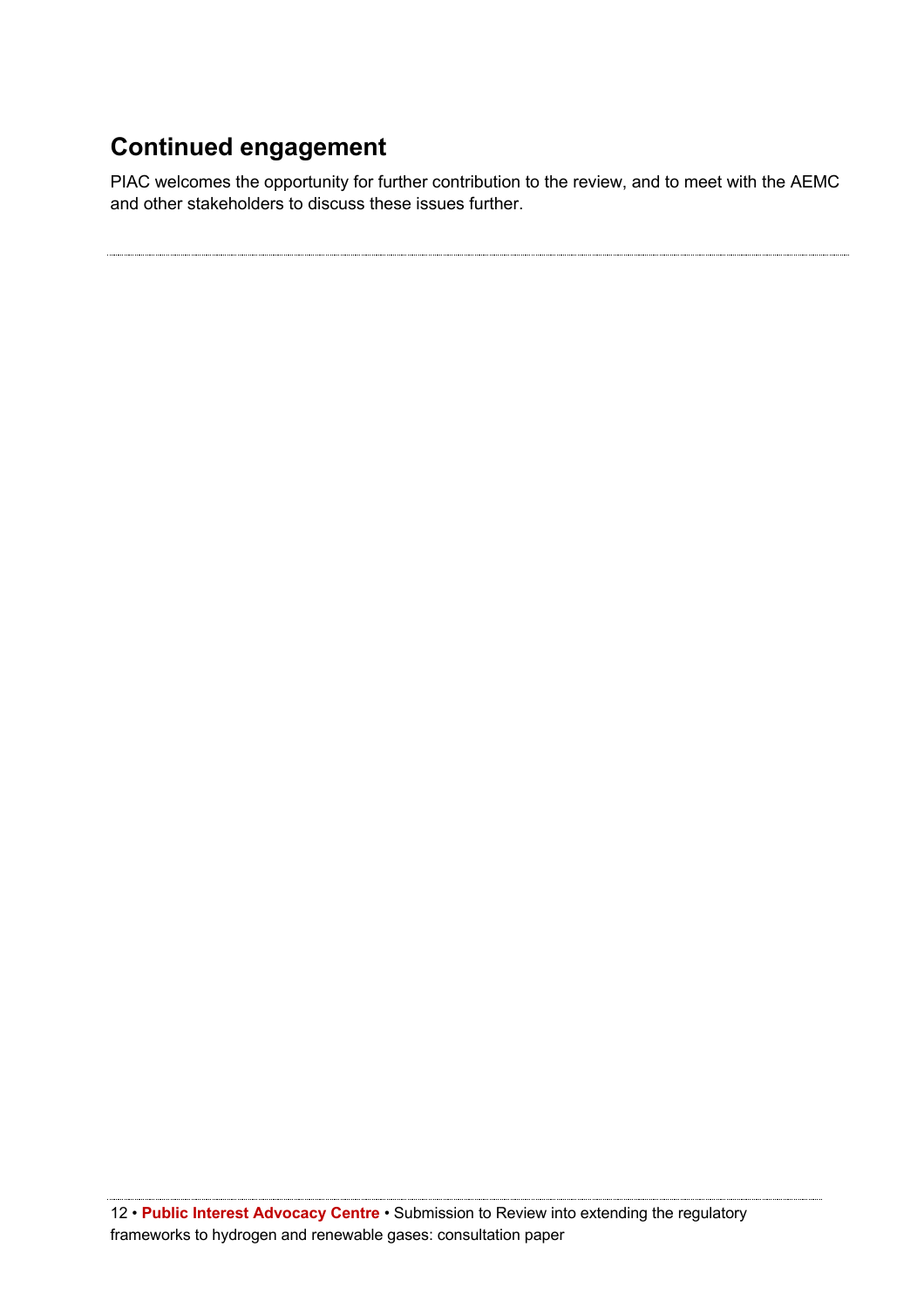## Continued engagement

PIAC welcomes the opportunity for further contribution to the review, and to meet with the AEMC and other stakeholders to discuss these issues further.